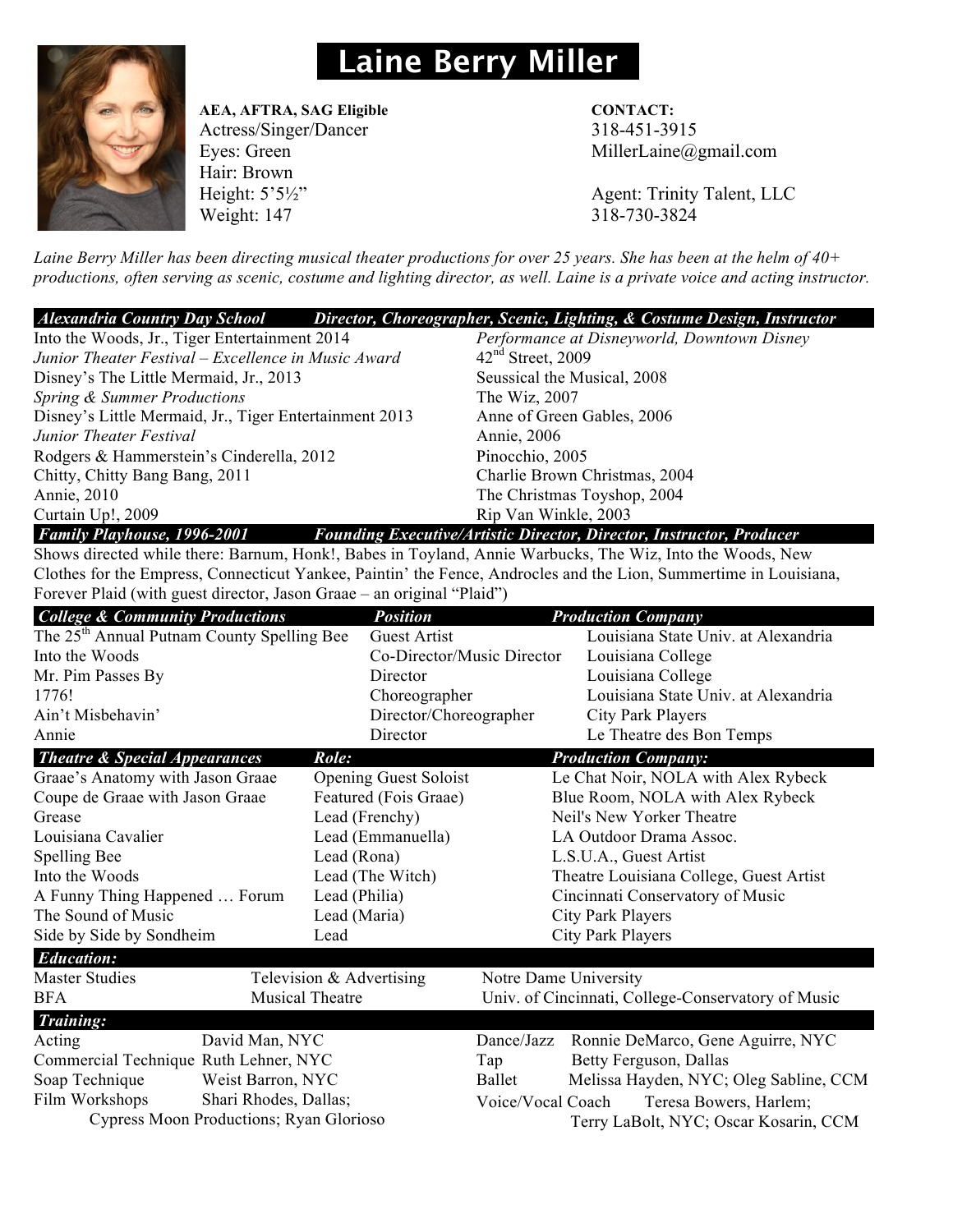# Laine Berry Miller

**AEA, AFTRA, SAG Eligible**
Actress/Singer/Dancer
Eyes: Green
Hair: Brown
Height: 5'5½"
Weight: 147

**CONTACT:**
318-451-3915
MillerLaine@gmail.com

Agent: Trinity Talent, LLC
318-730-3824

*Laine Berry Miller has been directing musical theater productions for over 25 years. She has been at the helm of 40+ productions, often serving as scenic, costume and lighting director, as well. Laine is a private voice and acting instructor.*

| ***Alexandria Country Day School*** | ***Director, Choreographer, Scenic, Lighting, & Costume Design, Instructor*** |
|---|---|
| Into the Woods, Jr., Tiger Entertainment 2014 | *Performance at Disneyworld, Downtown Disney* |
| *Junior Theater Festival – Excellence in Music Award* | 42nd Street, 2009 |
| Disney's The Little Mermaid, Jr., 2013 | Seussical the Musical, 2008 |
| *Spring & Summer Productions* | The Wiz, 2007 |
| Disney's Little Mermaid, Jr., Tiger Entertainment 2013 | Anne of Green Gables, 2006 |
| *Junior Theater Festival* | Annie, 2006 |
| Rodgers & Hammerstein's Cinderella, 2012 | Pinocchio, 2005 |
| Chitty, Chitty Bang Bang, 2011 | Charlie Brown Christmas, 2004 |
| Annie, 2010 | The Christmas Toyshop, 2004 |
| Curtain Up!, 2009 | Rip Van Winkle, 2003 |

***Family Playhouse, 1996-2001*** — ***Founding Executive/Artistic Director, Director, Instructor, Producer***

Shows directed while there: Barnum, Honk!, Babes in Toyland, Annie Warbucks, The Wiz, Into the Woods, New Clothes for the Empress, Connecticut Yankee, Paintin' the Fence, Androcles and the Lion, Summertime in Louisiana, Forever Plaid (with guest director, Jason Graae – an original "Plaid")

| ***College & Community Productions*** | ***Position*** | ***Production Company*** |
|---|---|---|
| The 25th Annual Putnam County Spelling Bee | Guest Artist | Louisiana State Univ. at Alexandria |
| Into the Woods | Co-Director/Music Director | Louisiana College |
| Mr. Pim Passes By | Director | Louisiana College |
| 1776! | Choreographer | Louisiana State Univ. at Alexandria |
| Ain't Misbehavin' | Director/Choreographer | City Park Players |
| Annie | Director | Le Theatre des Bon Temps |

| ***Theatre & Special Appearances*** | ***Role:*** | ***Production Company:*** |
|---|---|---|
| Graae's Anatomy with Jason Graae | Opening Guest Soloist | Le Chat Noir, NOLA with Alex Rybeck |
| Coupe de Graae with Jason Graae | Featured (Fois Graae) | Blue Room, NOLA with Alex Rybeck |
| Grease | Lead (Frenchy) | Neil's New Yorker Theatre |
| Louisiana Cavalier | Lead (Emmanuella) | LA Outdoor Drama Assoc. |
| Spelling Bee | Lead (Rona) | L.S.U.A., Guest Artist |
| Into the Woods | Lead (The Witch) | Theatre Louisiana College, Guest Artist |
| A Funny Thing Happened … Forum | Lead (Philia) | Cincinnati Conservatory of Music |
| The Sound of Music | Lead (Maria) | City Park Players |
| Side by Side by Sondheim | Lead | City Park Players |

***Education:***

| | | |
|---|---|---|
| Master Studies | Television & Advertising | Notre Dame University |
| BFA | Musical Theatre | Univ. of Cincinnati, College-Conservatory of Music |

***Training:***

| | | | |
|---|---|---|---|
| Acting | David Man, NYC | Dance/Jazz | Ronnie DeMarco, Gene Aguirre, NYC |
| Commercial Technique | Ruth Lehner, NYC | Tap | Betty Ferguson, Dallas |
| Soap Technique | Weist Barron, NYC | Ballet | Melissa Hayden, NYC; Oleg Sabline, CCM |
| Film Workshops | Shari Rhodes, Dallas; Cypress Moon Productions; Ryan Glorioso | Voice/Vocal Coach | Teresa Bowers, Harlem; Terry LaBolt, NYC; Oscar Kosarin, CCM |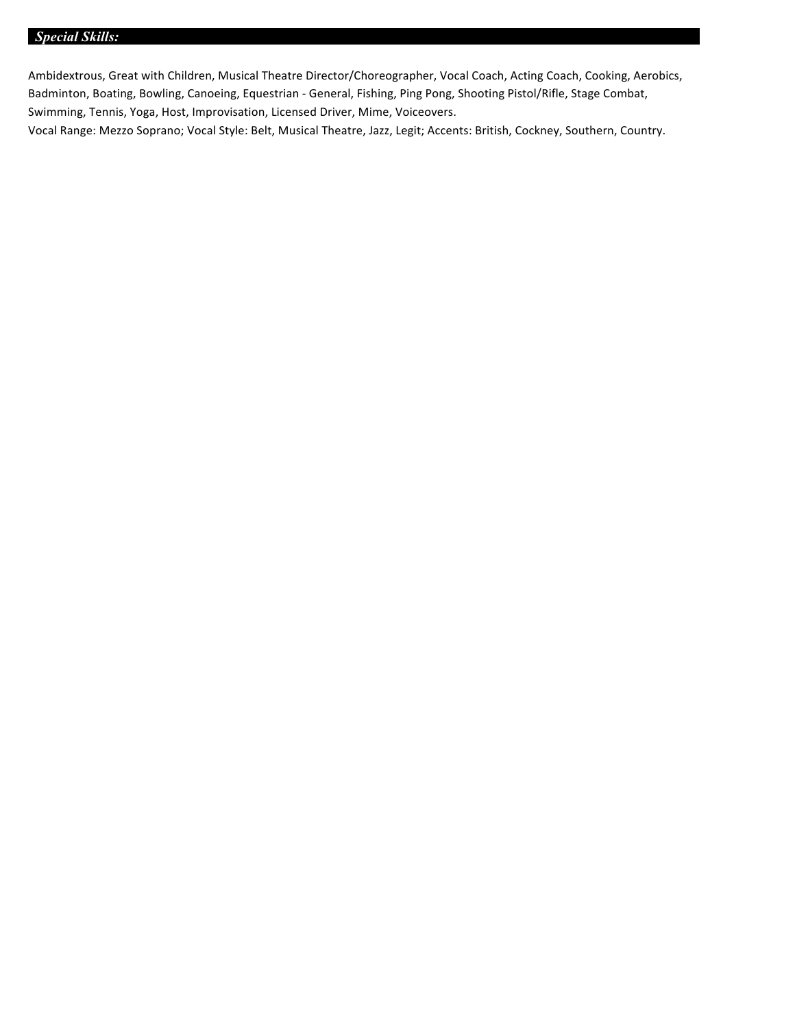## *Special Skills:*

Ambidextrous, Great with Children, Musical Theatre Director/Choreographer, Vocal Coach, Acting Coach, Cooking, Aerobics, Badminton, Boating, Bowling, Canoeing, Equestrian - General, Fishing, Ping Pong, Shooting Pistol/Rifle, Stage Combat, Swimming, Tennis, Yoga, Host, Improvisation, Licensed Driver, Mime, Voiceovers.
Vocal Range: Mezzo Soprano; Vocal Style: Belt, Musical Theatre, Jazz, Legit; Accents: British, Cockney, Southern, Country.